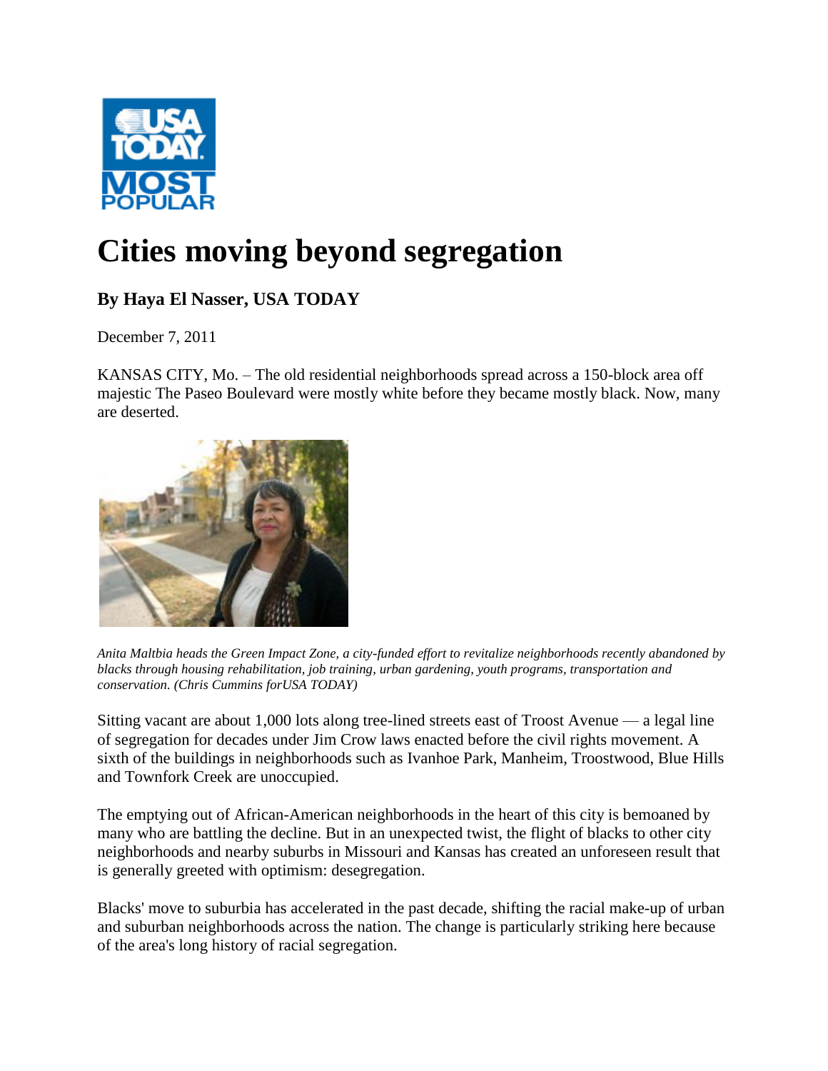# Cities moving beyond segregation

**By Haya El Nasser, USA TODAY**

December 7, 2011

KANSAS CITY, Mo. – The old residential neighborhoods spread across a 150-block area off majestic The Paseo Boulevard were mostly white before they became mostly black. Now, many are deserted.

*Anita Maltbia heads the Green Impact Zone, a city-funded effort to revitalize neighborhoods recently abandoned by blacks through housing rehabilitation, job training, urban gardening, youth programs, transportation and conservation. (Chris Cummins forUSA TODAY)*

Sitting vacant are about 1,000 lots along tree-lined streets east of Troost Avenue — a legal line of segregation for decades under Jim Crow laws enacted before the civil rights movement. A sixth of the buildings in neighborhoods such as Ivanhoe Park, Manheim, Troostwood, Blue Hills and Townfork Creek are unoccupied.

The emptying out of African-American neighborhoods in the heart of this city is bemoaned by many who are battling the decline. But in an unexpected twist, the flight of blacks to other city neighborhoods and nearby suburbs in Missouri and Kansas has created an unforeseen result that is generally greeted with optimism: desegregation.

Blacks' move to suburbia has accelerated in the past decade, shifting the racial make-up of urban and suburban neighborhoods across the nation. The change is particularly striking here because of the area's long history of racial segregation.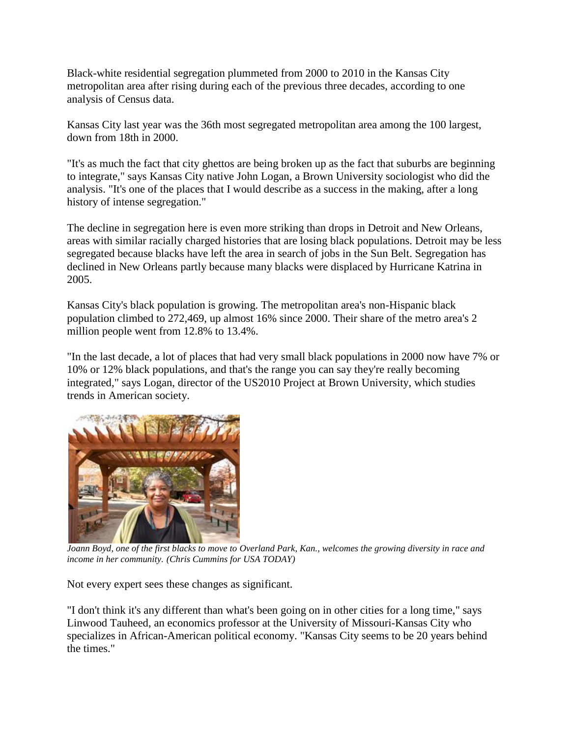Black-white residential segregation plummeted from 2000 to 2010 in the Kansas City metropolitan area after rising during each of the previous three decades, according to one analysis of Census data.

Kansas City last year was the 36th most segregated metropolitan area among the 100 largest, down from 18th in 2000.

"It's as much the fact that city ghettos are being broken up as the fact that suburbs are beginning to integrate," says Kansas City native John Logan, a Brown University sociologist who did the analysis. "It's one of the places that I would describe as a success in the making, after a long history of intense segregation."

The decline in segregation here is even more striking than drops in Detroit and New Orleans, areas with similar racially charged histories that are losing black populations. Detroit may be less segregated because blacks have left the area in search of jobs in the Sun Belt. Segregation has declined in New Orleans partly because many blacks were displaced by Hurricane Katrina in 2005.

Kansas City's black population is growing. The metropolitan area's non-Hispanic black population climbed to 272,469, up almost 16% since 2000. Their share of the metro area's 2 million people went from 12.8% to 13.4%.

"In the last decade, a lot of places that had very small black populations in 2000 now have 7% or 10% or 12% black populations, and that's the range you can say they're really becoming integrated," says Logan, director of the US2010 Project at Brown University, which studies trends in American society.

*Joann Boyd, one of the first blacks to move to Overland Park, Kan., welcomes the growing diversity in race and income in her community. (Chris Cummins for USA TODAY)*

Not every expert sees these changes as significant.

"I don't think it's any different than what's been going on in other cities for a long time," says Linwood Tauheed, an economics professor at the University of Missouri-Kansas City who specializes in African-American political economy. "Kansas City seems to be 20 years behind the times."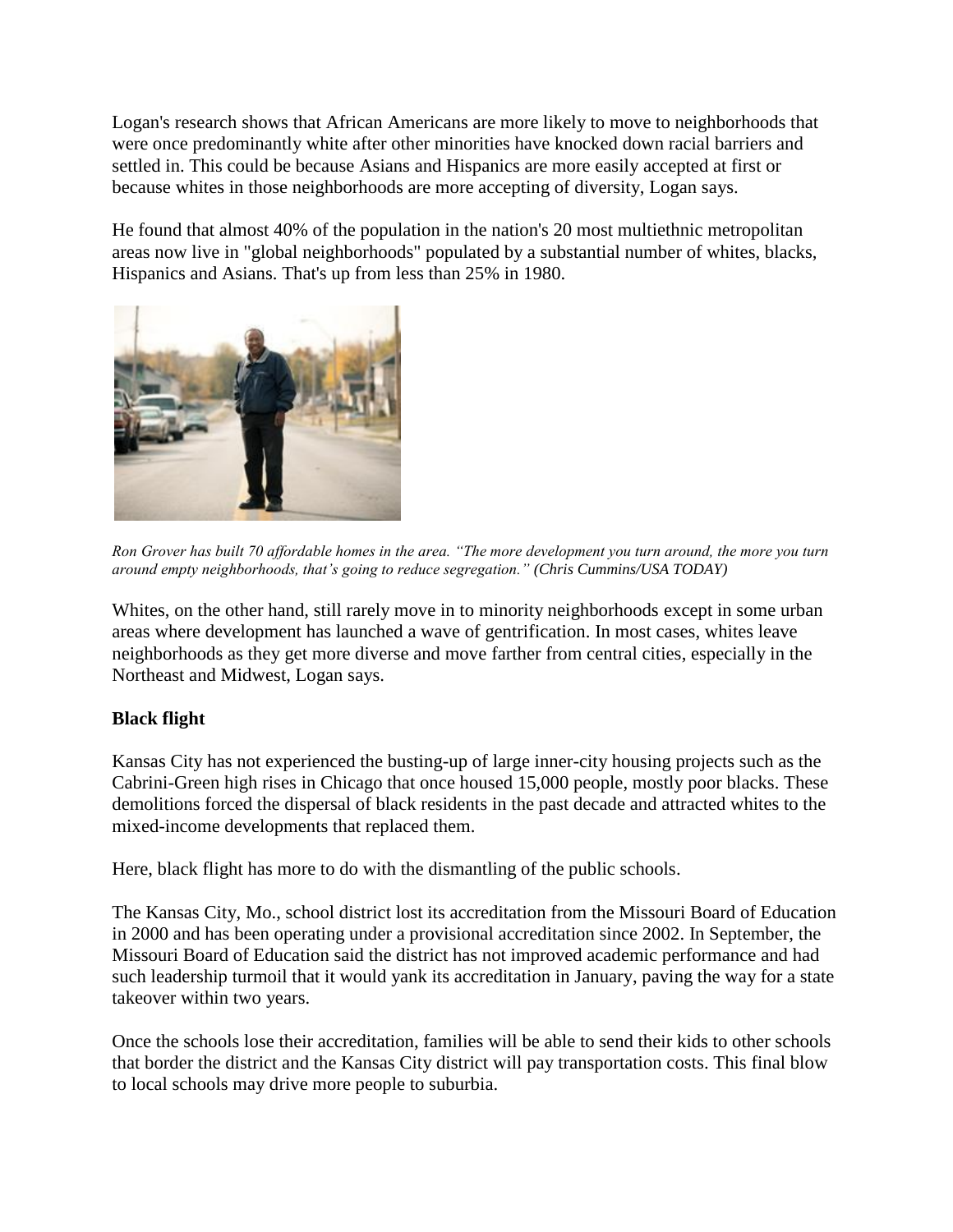Logan's research shows that African Americans are more likely to move to neighborhoods that were once predominantly white after other minorities have knocked down racial barriers and settled in. This could be because Asians and Hispanics are more easily accepted at first or because whites in those neighborhoods are more accepting of diversity, Logan says.

He found that almost 40% of the population in the nation's 20 most multiethnic metropolitan areas now live in "global neighborhoods" populated by a substantial number of whites, blacks, Hispanics and Asians. That's up from less than 25% in 1980.

*Ron Grover has built 70 affordable homes in the area. "The more development you turn around, the more you turn around empty neighborhoods, that's going to reduce segregation." (Chris Cummins/USA TODAY)*

Whites, on the other hand, still rarely move in to minority neighborhoods except in some urban areas where development has launched a wave of gentrification. In most cases, whites leave neighborhoods as they get more diverse and move farther from central cities, especially in the Northeast and Midwest, Logan says.

**Black flight**

Kansas City has not experienced the busting-up of large inner-city housing projects such as the Cabrini-Green high rises in Chicago that once housed 15,000 people, mostly poor blacks. These demolitions forced the dispersal of black residents in the past decade and attracted whites to the mixed-income developments that replaced them.

Here, black flight has more to do with the dismantling of the public schools.

The Kansas City, Mo., school district lost its accreditation from the Missouri Board of Education in 2000 and has been operating under a provisional accreditation since 2002. In September, the Missouri Board of Education said the district has not improved academic performance and had such leadership turmoil that it would yank its accreditation in January, paving the way for a state takeover within two years.

Once the schools lose their accreditation, families will be able to send their kids to other schools that border the district and the Kansas City district will pay transportation costs. This final blow to local schools may drive more people to suburbia.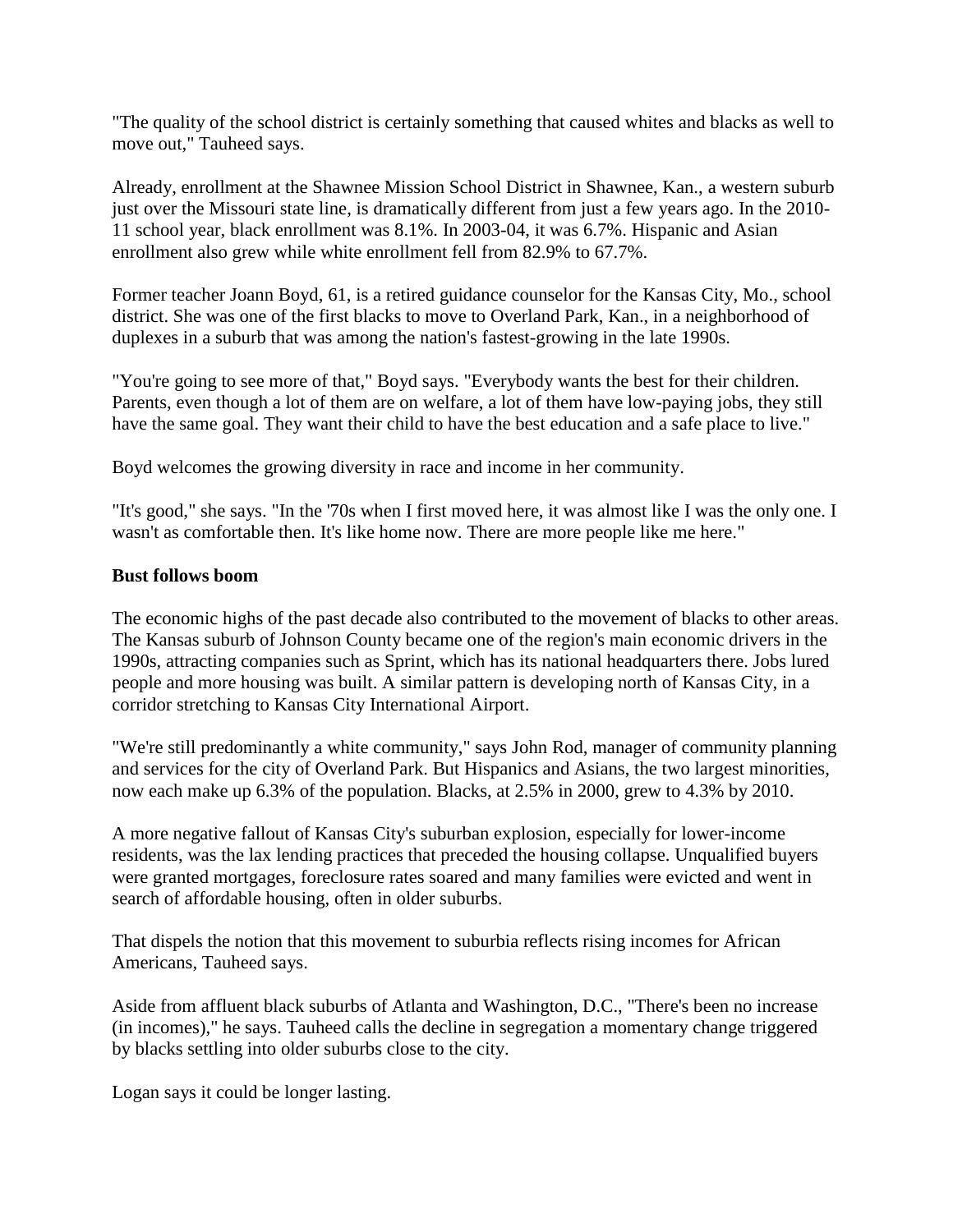"The quality of the school district is certainly something that caused whites and blacks as well to move out," Tauheed says.

Already, enrollment at the Shawnee Mission School District in Shawnee, Kan., a western suburb just over the Missouri state line, is dramatically different from just a few years ago. In the 2010-11 school year, black enrollment was 8.1%. In 2003-04, it was 6.7%. Hispanic and Asian enrollment also grew while white enrollment fell from 82.9% to 67.7%.

Former teacher Joann Boyd, 61, is a retired guidance counselor for the Kansas City, Mo., school district. She was one of the first blacks to move to Overland Park, Kan., in a neighborhood of duplexes in a suburb that was among the nation's fastest-growing in the late 1990s.

"You're going to see more of that," Boyd says. "Everybody wants the best for their children. Parents, even though a lot of them are on welfare, a lot of them have low-paying jobs, they still have the same goal. They want their child to have the best education and a safe place to live."

Boyd welcomes the growing diversity in race and income in her community.

"It's good," she says. "In the '70s when I first moved here, it was almost like I was the only one. I wasn't as comfortable then. It's like home now. There are more people like me here."

**Bust follows boom**

The economic highs of the past decade also contributed to the movement of blacks to other areas. The Kansas suburb of Johnson County became one of the region's main economic drivers in the 1990s, attracting companies such as Sprint, which has its national headquarters there. Jobs lured people and more housing was built. A similar pattern is developing north of Kansas City, in a corridor stretching to Kansas City International Airport.

"We're still predominantly a white community," says John Rod, manager of community planning and services for the city of Overland Park. But Hispanics and Asians, the two largest minorities, now each make up 6.3% of the population. Blacks, at 2.5% in 2000, grew to 4.3% by 2010.

A more negative fallout of Kansas City's suburban explosion, especially for lower-income residents, was the lax lending practices that preceded the housing collapse. Unqualified buyers were granted mortgages, foreclosure rates soared and many families were evicted and went in search of affordable housing, often in older suburbs.

That dispels the notion that this movement to suburbia reflects rising incomes for African Americans, Tauheed says.

Aside from affluent black suburbs of Atlanta and Washington, D.C., "There's been no increase (in incomes)," he says. Tauheed calls the decline in segregation a momentary change triggered by blacks settling into older suburbs close to the city.

Logan says it could be longer lasting.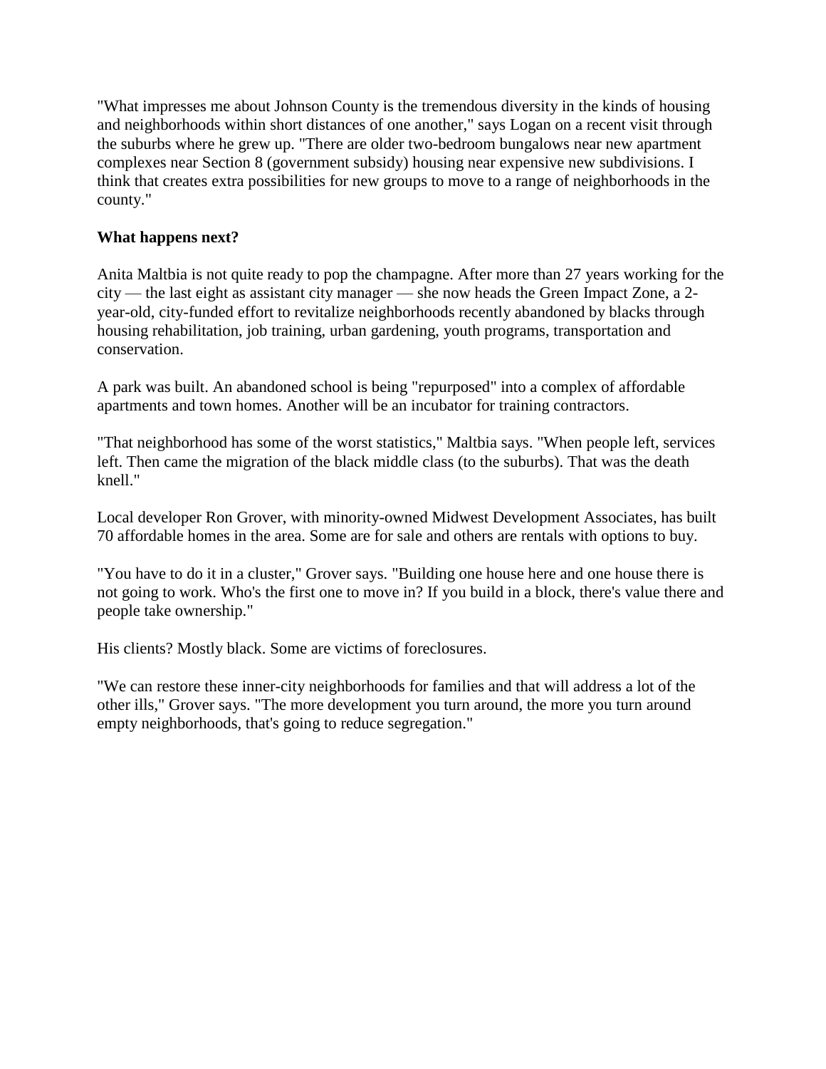"What impresses me about Johnson County is the tremendous diversity in the kinds of housing and neighborhoods within short distances of one another," says Logan on a recent visit through the suburbs where he grew up. "There are older two-bedroom bungalows near new apartment complexes near Section 8 (government subsidy) housing near expensive new subdivisions. I think that creates extra possibilities for new groups to move to a range of neighborhoods in the county."

**What happens next?**

Anita Maltbia is not quite ready to pop the champagne. After more than 27 years working for the city — the last eight as assistant city manager — she now heads the Green Impact Zone, a 2-year-old, city-funded effort to revitalize neighborhoods recently abandoned by blacks through housing rehabilitation, job training, urban gardening, youth programs, transportation and conservation.

A park was built. An abandoned school is being "repurposed" into a complex of affordable apartments and town homes. Another will be an incubator for training contractors.

"That neighborhood has some of the worst statistics," Maltbia says. "When people left, services left. Then came the migration of the black middle class (to the suburbs). That was the death knell."

Local developer Ron Grover, with minority-owned Midwest Development Associates, has built 70 affordable homes in the area. Some are for sale and others are rentals with options to buy.

"You have to do it in a cluster," Grover says. "Building one house here and one house there is not going to work. Who's the first one to move in? If you build in a block, there's value there and people take ownership."

His clients? Mostly black. Some are victims of foreclosures.

"We can restore these inner-city neighborhoods for families and that will address a lot of the other ills," Grover says. "The more development you turn around, the more you turn around empty neighborhoods, that's going to reduce segregation."